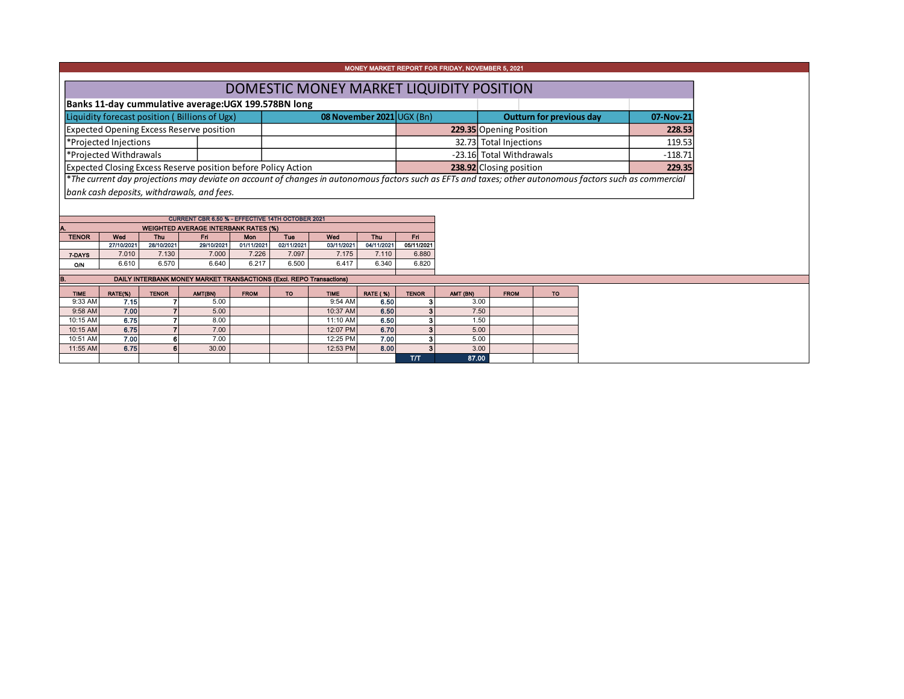MONEY MARKET REPORT FOR FRIDAY, NOVEMBER 5, 2021

# DOMESTIC MONEY MARKET LIQUIDITY POSITION

**Banks 11-day cummulative average:UGX 199.578BN long**

| Liquidity forecast position ( Billions of Ugx) | 08 November 2021 UGX (Bn) | Outturn for previous day | 07-Nov-21 |
|---|---|---|---|
| Expected Opening Excess Reserve position | **229.35** | Opening Position | **228.53** |
| *Projected Injections | 32.73 | Total Injections | 119.53 |
| *Projected Withdrawals | -23.16 | Total Withdrawals | -118.71 |
| Expected Closing Excess Reserve position before Policy Action | **238.92** | Closing position | **229.35** |

*\*The current day projections may deviate on account of changes in autonomous factors such as EFTs and taxes; other autonomous factors such as commercial bank cash deposits, withdrawals, and fees.*

CURRENT CBR 6.50 % - EFFECTIVE 14TH OCTOBER 2021

**A. WEIGHTED AVERAGE INTERBANK RATES (%)**

| TENOR | Wed | Thu | Fri | Mon | Tue | Wed | Thu | Fri |
|---|---|---|---|---|---|---|---|---|
| | 27/10/2021 | 28/10/2021 | 29/10/2021 | 01/11/2021 | 02/11/2021 | 03/11/2021 | 04/11/2021 | 05/11/2021 |
| 7-DAYS | 7.010 | 7.130 | 7.000 | 7.226 | 7.097 | 7.175 | 7.110 | 6.880 |
| O/N | 6.610 | 6.570 | 6.640 | 6.217 | 6.500 | 6.417 | 6.340 | 6.820 |

**B. DAILY INTERBANK MONEY MARKET TRANSACTIONS (Excl. REPO Transactions)**

| TIME | RATE(%) | TENOR | AMT(BN) | FROM | TO | TIME | RATE (%) | TENOR | AMT (BN) | FROM | TO |
|---|---|---|---|---|---|---|---|---|---|---|---|
| 9:33 AM | 7.15 | 7 | 5.00 | | | 9:54 AM | 6.50 | 3 | 3.00 | | |
| 9:58 AM | 7.00 | 7 | 5.00 | | | 10:37 AM | 6.50 | 3 | 7.50 | | |
| 10:15 AM | 6.75 | 7 | 8.00 | | | 11:10 AM | 6.50 | 3 | 1.50 | | |
| 10:15 AM | 6.75 | 7 | 7.00 | | | 12:07 PM | 6.70 | 3 | 5.00 | | |
| 10:51 AM | 7.00 | 6 | 7.00 | | | 12:25 PM | 7.00 | 3 | 5.00 | | |
| 11:55 AM | 6.75 | 6 | 30.00 | | | 12:53 PM | 8.00 | 3 | 3.00 | | |
| | | | | | | | | T/T | 87.00 | | |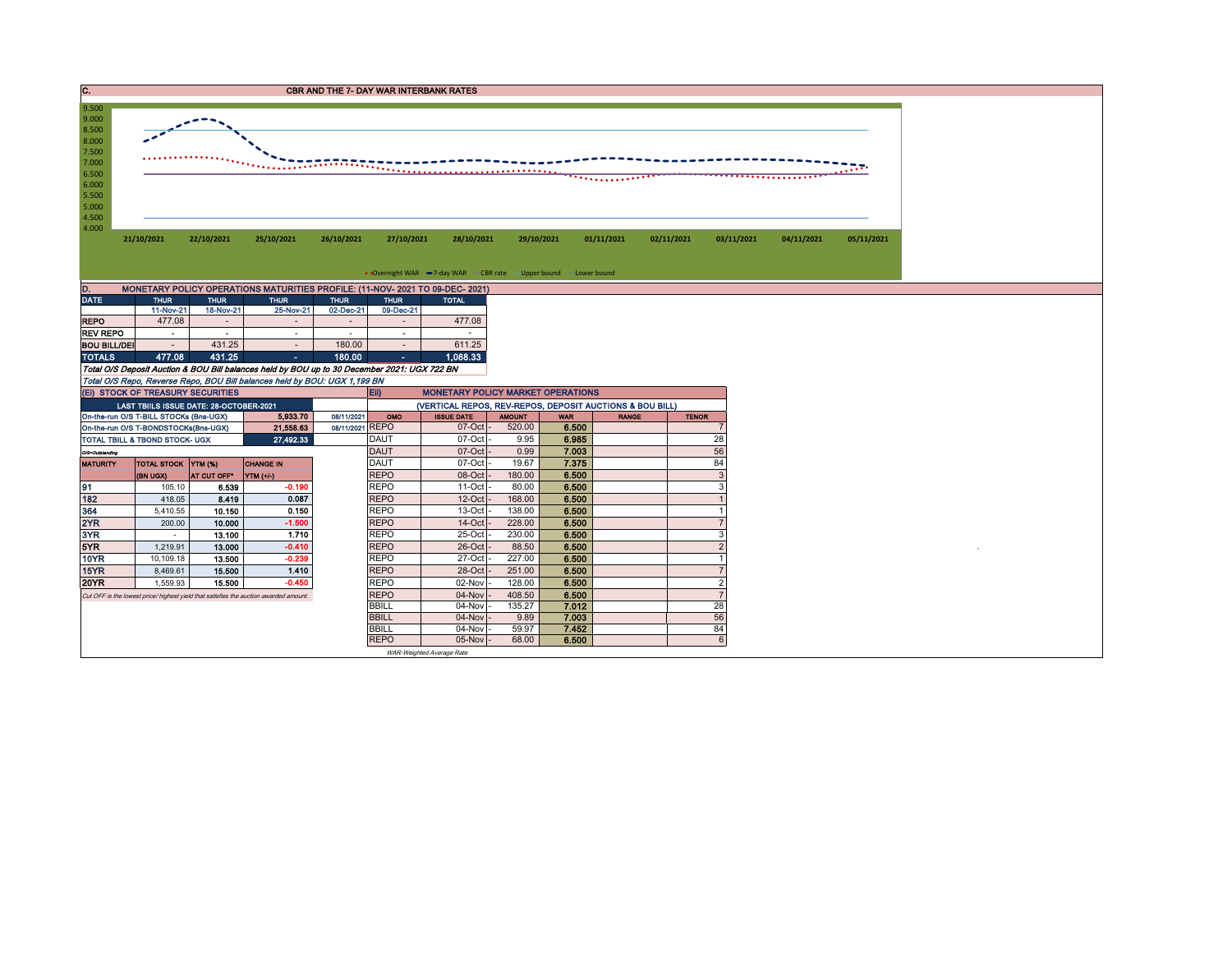## C. CBR AND THE 7- DAY WAR INTERBANK RATES

9.500
9.000
8.500
8.000
7.500
7.000
6.500
6.000
5.500
5.000
4.500
4.000

21/10/2021 22/10/2021 25/10/2021 26/10/2021 27/10/2021 28/10/2021 29/10/2021 01/11/2021 02/11/2021 03/11/2021 04/11/2021 05/11/2021

Overnight WAR, 7-day WAR, CBR rate, Upper bound, Lower bound

## D. MONETARY POLICY OPERATIONS MATURITIES PROFILE: (11-NOV- 2021 TO 09-DEC- 2021)

| DATE | THUR | THUR | THUR | THUR | THUR | TOTAL |
|---|---|---|---|---|---|---|
| | 11-Nov-21 | 18-Nov-21 | 25-Nov-21 | 02-Dec-21 | 09-Dec-21 | |
| REPO | 477.08 | - | - | - | - | 477.08 |
| REV REPO | - | - | - | - | - | - |
| BOU BILL/DEI | - | 431.25 | - | 180.00 | - | 611.25 |
| TOTALS | 477.08 | 431.25 | - | 180.00 | - | 1,088.33 |

*Total O/S Deposit Auction & BOU Bill balances held by BOU up to 30 December 2021: UGX 722 BN*

*Total O/S Repo, Reverse Repo, BOU Bill balances held by BOU: UGX 1,199 BN*

### (Ei) STOCK OF TREASURY SECURITIES

| LAST TBIILS ISSUE DATE: 28-OCTOBER-2021 | | |
|---|---|---|
| On-the-run O/S T-BILL STOCKs (Bns-UGX) | 5,933.70 | 08/11/2021 |
| On-the-run O/S T-BONDSTOCKs(Bns-UGX) | 21,558.63 | 08/11/2021 |
| TOTAL TBILL & TBOND STOCK- UGX | 27,492.33 | |

O/S=Outstanding

| MATURITY | TOTAL STOCK (BN UGX) | YTM (%) AT CUT OFF* | CHANGE IN YTM (+/-) |
|---|---|---|---|
| 91 | 105.10 | 6.539 | -0.190 |
| 182 | 418.05 | 8.419 | 0.087 |
| 364 | 5,410.55 | 10.150 | 0.150 |
| 2YR | 200.00 | 10.000 | -1.500 |
| 3YR | - | 13.100 | 1.710 |
| 5YR | 1,219.91 | 13.000 | -0.410 |
| 10YR | 10,109.18 | 13.500 | -0.239 |
| 15YR | 8,469.61 | 15.500 | 1.410 |
| 20YR | 1,559.93 | 15.500 | -0.450 |

*Cut OFF is the lowest price/ highest yield that satisfies the auction awarded amount.*

### Eii) MONETARY POLICY MARKET OPERATIONS

(VERTICAL REPOS, REV-REPOS, DEPOSIT AUCTIONS & BOU BILL)

| OMO | ISSUE DATE | AMOUNT | WAR | RANGE | TENOR |
|---|---|---|---|---|---|
| REPO | 07-Oct | 520.00 | 6.500 | | 7 |
| DAUT | 07-Oct | 9.95 | 6.985 | | 28 |
| DAUT | 07-Oct | 0.99 | 7.003 | | 56 |
| DAUT | 07-Oct | 19.67 | 7.375 | | 84 |
| REPO | 08-Oct | 180.00 | 6.500 | | 3 |
| REPO | 11-Oct | 80.00 | 6.500 | | 3 |
| REPO | 12-Oct | 168.00 | 6.500 | | 1 |
| REPO | 13-Oct | 138.00 | 6.500 | | 1 |
| REPO | 14-Oct | 228.00 | 6.500 | | 7 |
| REPO | 25-Oct | 230.00 | 6.500 | | 3 |
| REPO | 26-Oct | 88.50 | 6.500 | | 2 |
| REPO | 27-Oct | 227.00 | 6.500 | | 1 |
| REPO | 28-Oct | 251.00 | 6.500 | | 7 |
| REPO | 02-Nov | 128.00 | 6.500 | | 2 |
| REPO | 04-Nov | 408.50 | 6.500 | | 7 |
| BBILL | 04-Nov | 135.27 | 7.012 | | 28 |
| BBILL | 04-Nov | 9.89 | 7.003 | | 56 |
| BBILL | 04-Nov | 59.97 | 7.452 | | 84 |
| REPO | 05-Nov | 68.00 | 6.500 | | 6 |

*WAR-Weighted Average Rate*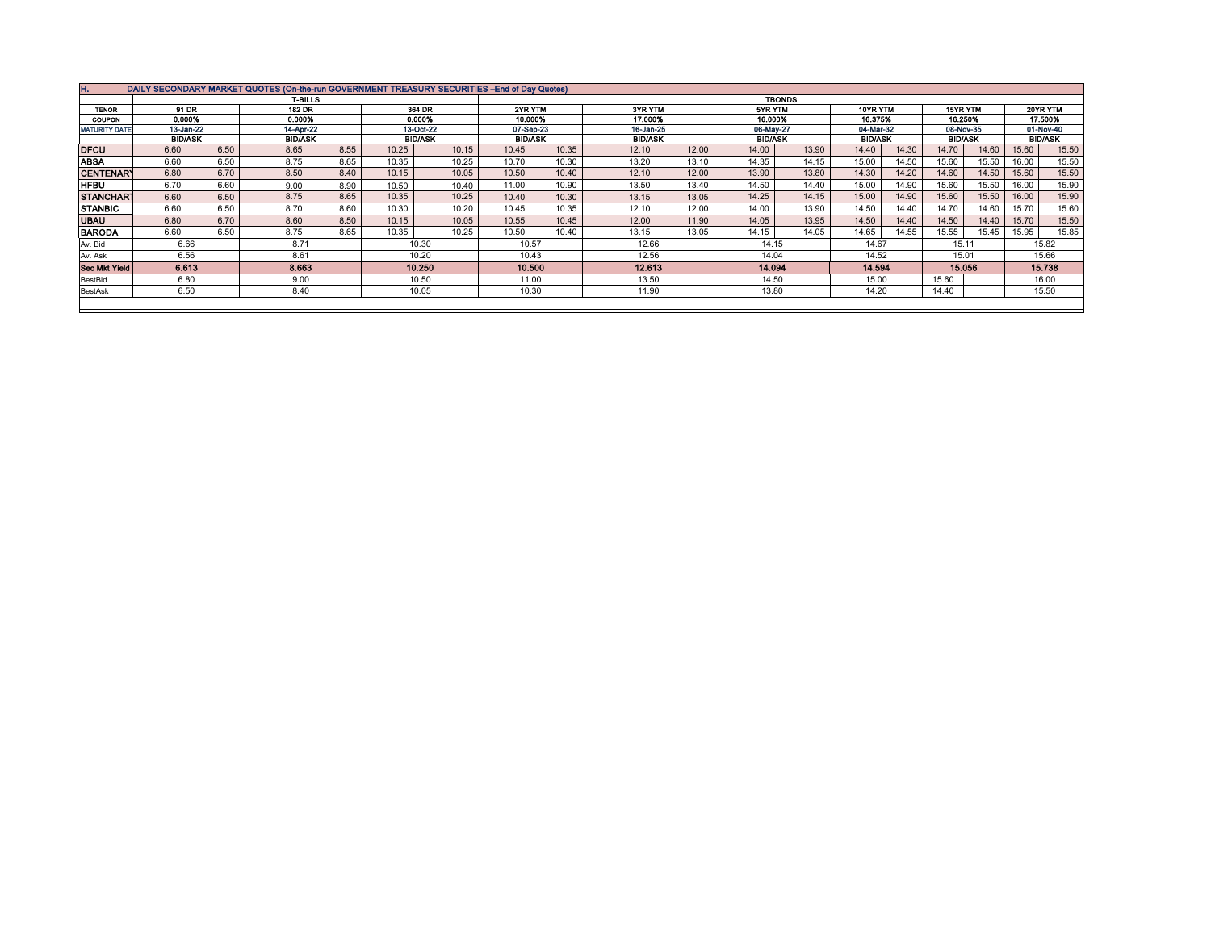| H. | DAILY SECONDARY MARKET QUOTES (On-the-run GOVERNMENT TREASURY SECURITIES –End of Day Quotes) | | | | | | | | | | | | | | | | | |
|---|---|---|---|---|---|---|---|---|---|---|---|---|---|---|---|---|---|---|
| | T-BILLS | | | | | | TBONDS | | | | | | | | | | | |
| TENOR | 91 DR | | 182 DR | | 364 DR | | 2YR YTM | | 3YR YTM | | 5YR YTM | | 10YR YTM | | 15YR YTM | | 20YR YTM | |
| COUPON | 0.000% | | 0.000% | | 0.000% | | 10.000% | | 17.000% | | 16.000% | | 16.375% | | 16.250% | | 17.500% | |
| MATURITY DATE | 13-Jan-22 | | 14-Apr-22 | | 13-Oct-22 | | 07-Sep-23 | | 16-Jan-25 | | 06-May-27 | | 04-Mar-32 | | 08-Nov-35 | | 01-Nov-40 | |
| | BID/ASK | | BID/ASK | | BID/ASK | | BID/ASK | | BID/ASK | | BID/ASK | | BID/ASK | | BID/ASK | | BID/ASK | |
| DFCU | 6.60 | 6.50 | 8.65 | 8.55 | 10.25 | 10.15 | 10.45 | 10.35 | 12.10 | 12.00 | 14.00 | 13.90 | 14.40 | 14.30 | 14.70 | 14.60 | 15.60 | 15.50 |
| ABSA | 6.60 | 6.50 | 8.75 | 8.65 | 10.35 | 10.25 | 10.70 | 10.30 | 13.20 | 13.10 | 14.35 | 14.15 | 15.00 | 14.50 | 15.60 | 15.50 | 16.00 | 15.50 |
| CENTENARY | 6.80 | 6.70 | 8.50 | 8.40 | 10.15 | 10.05 | 10.50 | 10.40 | 12.10 | 12.00 | 13.90 | 13.80 | 14.30 | 14.20 | 14.60 | 14.50 | 15.60 | 15.50 |
| HFBU | 6.70 | 6.60 | 9.00 | 8.90 | 10.50 | 10.40 | 11.00 | 10.90 | 13.50 | 13.40 | 14.50 | 14.40 | 15.00 | 14.90 | 15.60 | 15.50 | 16.00 | 15.90 |
| STANCHART | 6.60 | 6.50 | 8.75 | 8.65 | 10.35 | 10.25 | 10.40 | 10.30 | 13.15 | 13.05 | 14.25 | 14.15 | 15.00 | 14.90 | 15.60 | 15.50 | 16.00 | 15.90 |
| STANBIC | 6.60 | 6.50 | 8.70 | 8.60 | 10.30 | 10.20 | 10.45 | 10.35 | 12.10 | 12.00 | 14.00 | 13.90 | 14.50 | 14.40 | 14.70 | 14.60 | 15.70 | 15.60 |
| UBAU | 6.80 | 6.70 | 8.60 | 8.50 | 10.15 | 10.05 | 10.55 | 10.45 | 12.00 | 11.90 | 14.05 | 13.95 | 14.50 | 14.40 | 14.50 | 14.40 | 15.70 | 15.50 |
| BARODA | 6.60 | 6.50 | 8.75 | 8.65 | 10.35 | 10.25 | 10.50 | 10.40 | 13.15 | 13.05 | 14.15 | 14.05 | 14.65 | 14.55 | 15.55 | 15.45 | 15.95 | 15.85 |
| Av. Bid | 6.66 | | 8.71 | | 10.30 | | 10.57 | | 12.66 | | 14.15 | | 14.67 | | 15.11 | | 15.82 | |
| Av. Ask | 6.56 | | 8.61 | | 10.20 | | 10.43 | | 12.56 | | 14.04 | | 14.52 | | 15.01 | | 15.66 | |
| **Sec Mkt Yield** | **6.613** | | **8.663** | | **10.250** | | **10.500** | | **12.613** | | **14.094** | | **14.594** | | **15.056** | | **15.738** | |
| BestBid | 6.80 | | 9.00 | | 10.50 | | 11.00 | | 13.50 | | 14.50 | | 15.00 | | 15.60 | | 16.00 | |
| BestAsk | 6.50 | | 8.40 | | 10.05 | | 10.30 | | 11.90 | | 13.80 | | 14.20 | | 14.40 | | 15.50 | |